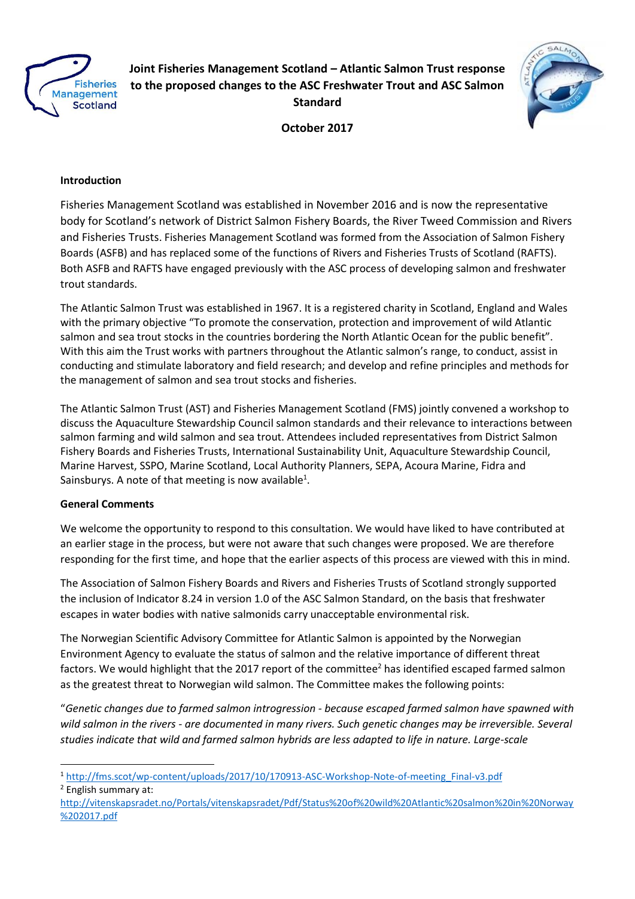# Joint Fisheries Management Scotland – Atlantic Salmon Trust response to the proposed changes to the ASC Freshwater Trout and ASC Salmon Standard

**October 2017**

## Introduction

Fisheries Management Scotland was established in November 2016 and is now the representative body for Scotland's network of District Salmon Fishery Boards, the River Tweed Commission and Rivers and Fisheries Trusts. Fisheries Management Scotland was formed from the Association of Salmon Fishery Boards (ASFB) and has replaced some of the functions of Rivers and Fisheries Trusts of Scotland (RAFTS). Both ASFB and RAFTS have engaged previously with the ASC process of developing salmon and freshwater trout standards.

The Atlantic Salmon Trust was established in 1967. It is a registered charity in Scotland, England and Wales with the primary objective "To promote the conservation, protection and improvement of wild Atlantic salmon and sea trout stocks in the countries bordering the North Atlantic Ocean for the public benefit". With this aim the Trust works with partners throughout the Atlantic salmon's range, to conduct, assist in conducting and stimulate laboratory and field research; and develop and refine principles and methods for the management of salmon and sea trout stocks and fisheries.

The Atlantic Salmon Trust (AST) and Fisheries Management Scotland (FMS) jointly convened a workshop to discuss the Aquaculture Stewardship Council salmon standards and their relevance to interactions between salmon farming and wild salmon and sea trout. Attendees included representatives from District Salmon Fishery Boards and Fisheries Trusts, International Sustainability Unit, Aquaculture Stewardship Council, Marine Harvest, SSPO, Marine Scotland, Local Authority Planners, SEPA, Acoura Marine, Fidra and Sainsburys. A note of that meeting is now available[1].

## General Comments

We welcome the opportunity to respond to this consultation. We would have liked to have contributed at an earlier stage in the process, but were not aware that such changes were proposed. We are therefore responding for the first time, and hope that the earlier aspects of this process are viewed with this in mind.

The Association of Salmon Fishery Boards and Rivers and Fisheries Trusts of Scotland strongly supported the inclusion of Indicator 8.24 in version 1.0 of the ASC Salmon Standard, on the basis that freshwater escapes in water bodies with native salmonids carry unacceptable environmental risk.

The Norwegian Scientific Advisory Committee for Atlantic Salmon is appointed by the Norwegian Environment Agency to evaluate the status of salmon and the relative importance of different threat factors. We would highlight that the 2017 report of the committee[2] has identified escaped farmed salmon as the greatest threat to Norwegian wild salmon. The Committee makes the following points:

"*Genetic changes due to farmed salmon introgression - because escaped farmed salmon have spawned with wild salmon in the rivers - are documented in many rivers. Such genetic changes may be irreversible. Several studies indicate that wild and farmed salmon hybrids are less adapted to life in nature. Large-scale*

---

[1] http://fms.scot/wp-content/uploads/2017/10/170913-ASC-Workshop-Note-of-meeting_Final-v3.pdf

[2] English summary at: http://vitenskapsradet.no/Portals/vitenskapsradet/Pdf/Status%20of%20wild%20Atlantic%20salmon%20in%20Norway%202017.pdf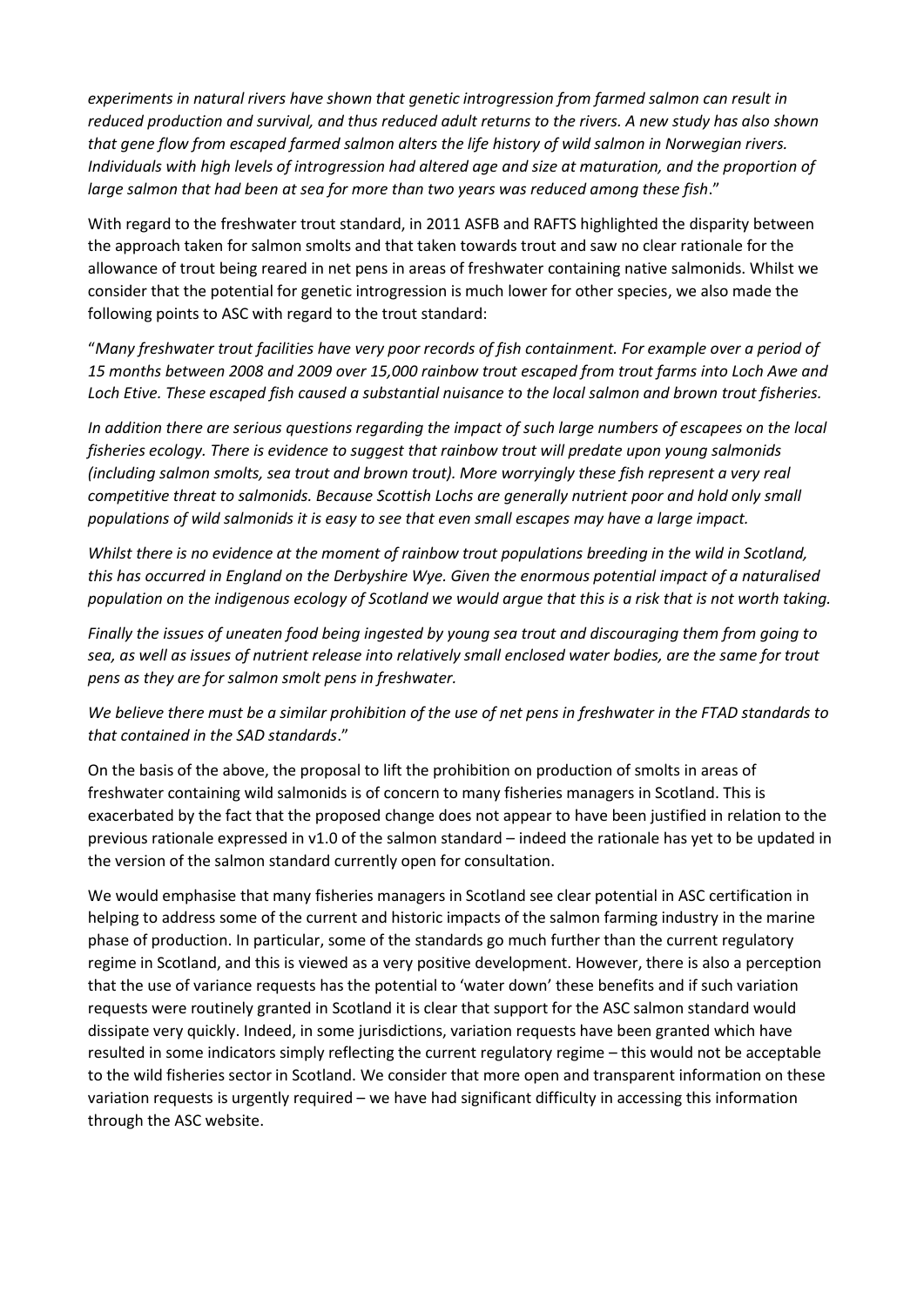*experiments in natural rivers have shown that genetic introgression from farmed salmon can result in reduced production and survival, and thus reduced adult returns to the rivers. A new study has also shown that gene flow from escaped farmed salmon alters the life history of wild salmon in Norwegian rivers. Individuals with high levels of introgression had altered age and size at maturation, and the proportion of large salmon that had been at sea for more than two years was reduced among these fish*."

With regard to the freshwater trout standard, in 2011 ASFB and RAFTS highlighted the disparity between the approach taken for salmon smolts and that taken towards trout and saw no clear rationale for the allowance of trout being reared in net pens in areas of freshwater containing native salmonids. Whilst we consider that the potential for genetic introgression is much lower for other species, we also made the following points to ASC with regard to the trout standard:

"*Many freshwater trout facilities have very poor records of fish containment. For example over a period of 15 months between 2008 and 2009 over 15,000 rainbow trout escaped from trout farms into Loch Awe and Loch Etive. These escaped fish caused a substantial nuisance to the local salmon and brown trout fisheries.*

*In addition there are serious questions regarding the impact of such large numbers of escapees on the local fisheries ecology. There is evidence to suggest that rainbow trout will predate upon young salmonids (including salmon smolts, sea trout and brown trout). More worryingly these fish represent a very real competitive threat to salmonids. Because Scottish Lochs are generally nutrient poor and hold only small populations of wild salmonids it is easy to see that even small escapes may have a large impact.*

*Whilst there is no evidence at the moment of rainbow trout populations breeding in the wild in Scotland, this has occurred in England on the Derbyshire Wye. Given the enormous potential impact of a naturalised population on the indigenous ecology of Scotland we would argue that this is a risk that is not worth taking.*

*Finally the issues of uneaten food being ingested by young sea trout and discouraging them from going to sea, as well as issues of nutrient release into relatively small enclosed water bodies, are the same for trout pens as they are for salmon smolt pens in freshwater.*

*We believe there must be a similar prohibition of the use of net pens in freshwater in the FTAD standards to that contained in the SAD standards*."

On the basis of the above, the proposal to lift the prohibition on production of smolts in areas of freshwater containing wild salmonids is of concern to many fisheries managers in Scotland. This is exacerbated by the fact that the proposed change does not appear to have been justified in relation to the previous rationale expressed in v1.0 of the salmon standard – indeed the rationale has yet to be updated in the version of the salmon standard currently open for consultation.

We would emphasise that many fisheries managers in Scotland see clear potential in ASC certification in helping to address some of the current and historic impacts of the salmon farming industry in the marine phase of production. In particular, some of the standards go much further than the current regulatory regime in Scotland, and this is viewed as a very positive development. However, there is also a perception that the use of variance requests has the potential to 'water down' these benefits and if such variation requests were routinely granted in Scotland it is clear that support for the ASC salmon standard would dissipate very quickly. Indeed, in some jurisdictions, variation requests have been granted which have resulted in some indicators simply reflecting the current regulatory regime – this would not be acceptable to the wild fisheries sector in Scotland. We consider that more open and transparent information on these variation requests is urgently required – we have had significant difficulty in accessing this information through the ASC website.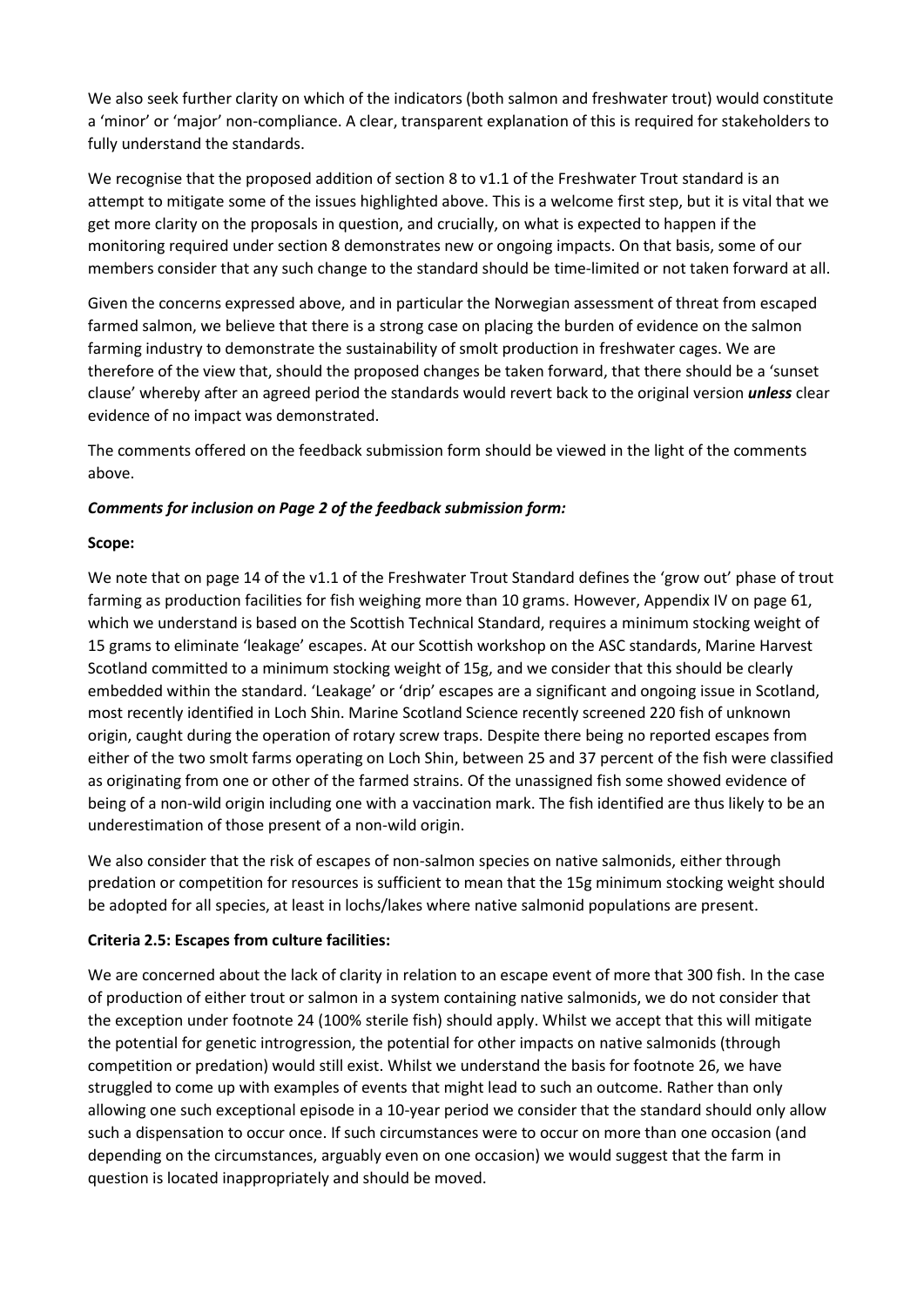We also seek further clarity on which of the indicators (both salmon and freshwater trout) would constitute a 'minor' or 'major' non-compliance. A clear, transparent explanation of this is required for stakeholders to fully understand the standards.

We recognise that the proposed addition of section 8 to v1.1 of the Freshwater Trout standard is an attempt to mitigate some of the issues highlighted above. This is a welcome first step, but it is vital that we get more clarity on the proposals in question, and crucially, on what is expected to happen if the monitoring required under section 8 demonstrates new or ongoing impacts. On that basis, some of our members consider that any such change to the standard should be time-limited or not taken forward at all.

Given the concerns expressed above, and in particular the Norwegian assessment of threat from escaped farmed salmon, we believe that there is a strong case on placing the burden of evidence on the salmon farming industry to demonstrate the sustainability of smolt production in freshwater cages. We are therefore of the view that, should the proposed changes be taken forward, that there should be a 'sunset clause' whereby after an agreed period the standards would revert back to the original version ***unless*** clear evidence of no impact was demonstrated.

The comments offered on the feedback submission form should be viewed in the light of the comments above.

***Comments for inclusion on Page 2 of the feedback submission form:***

**Scope:**

We note that on page 14 of the v1.1 of the Freshwater Trout Standard defines the 'grow out' phase of trout farming as production facilities for fish weighing more than 10 grams. However, Appendix IV on page 61, which we understand is based on the Scottish Technical Standard, requires a minimum stocking weight of 15 grams to eliminate 'leakage' escapes. At our Scottish workshop on the ASC standards, Marine Harvest Scotland committed to a minimum stocking weight of 15g, and we consider that this should be clearly embedded within the standard. 'Leakage' or 'drip' escapes are a significant and ongoing issue in Scotland, most recently identified in Loch Shin. Marine Scotland Science recently screened 220 fish of unknown origin, caught during the operation of rotary screw traps. Despite there being no reported escapes from either of the two smolt farms operating on Loch Shin, between 25 and 37 percent of the fish were classified as originating from one or other of the farmed strains. Of the unassigned fish some showed evidence of being of a non-wild origin including one with a vaccination mark. The fish identified are thus likely to be an underestimation of those present of a non-wild origin.

We also consider that the risk of escapes of non-salmon species on native salmonids, either through predation or competition for resources is sufficient to mean that the 15g minimum stocking weight should be adopted for all species, at least in lochs/lakes where native salmonid populations are present.

**Criteria 2.5: Escapes from culture facilities:**

We are concerned about the lack of clarity in relation to an escape event of more that 300 fish. In the case of production of either trout or salmon in a system containing native salmonids, we do not consider that the exception under footnote 24 (100% sterile fish) should apply. Whilst we accept that this will mitigate the potential for genetic introgression, the potential for other impacts on native salmonids (through competition or predation) would still exist. Whilst we understand the basis for footnote 26, we have struggled to come up with examples of events that might lead to such an outcome. Rather than only allowing one such exceptional episode in a 10-year period we consider that the standard should only allow such a dispensation to occur once. If such circumstances were to occur on more than one occasion (and depending on the circumstances, arguably even on one occasion) we would suggest that the farm in question is located inappropriately and should be moved.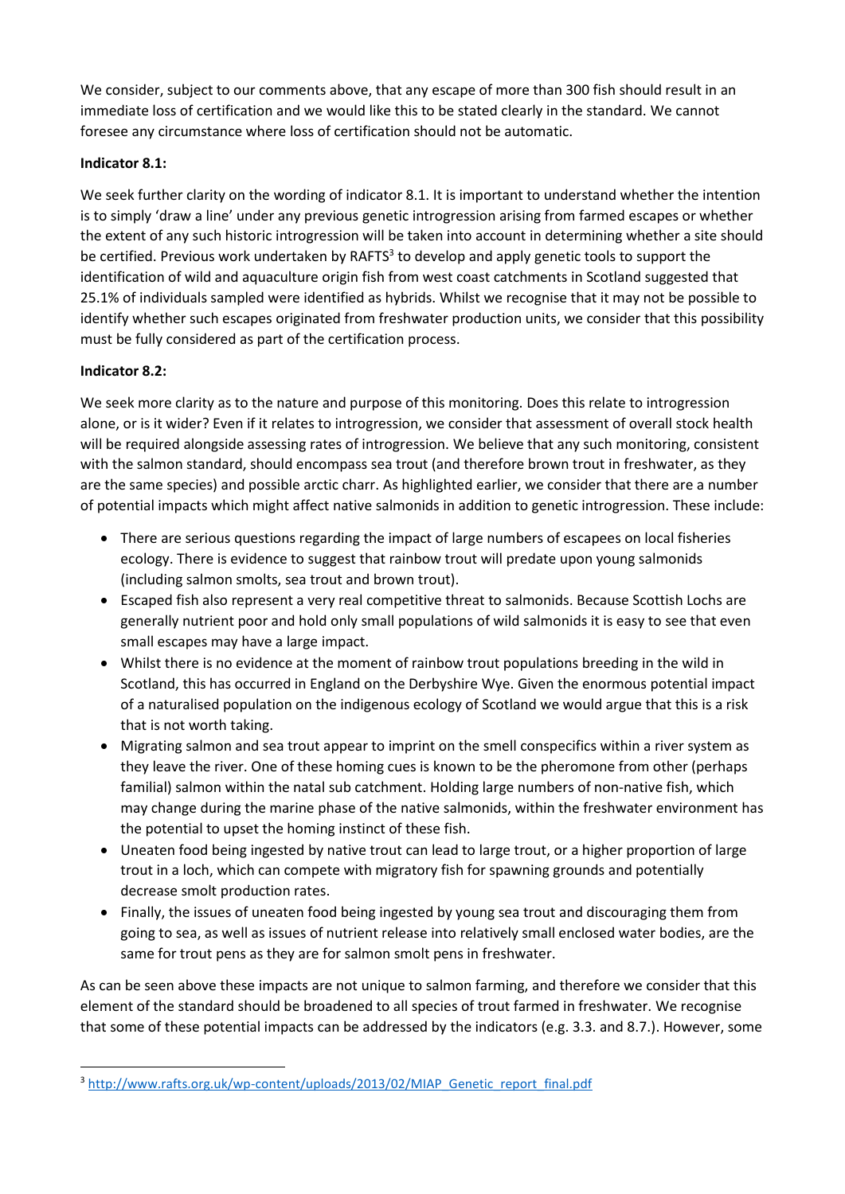We consider, subject to our comments above, that any escape of more than 300 fish should result in an immediate loss of certification and we would like this to be stated clearly in the standard. We cannot foresee any circumstance where loss of certification should not be automatic.

**Indicator 8.1:**

We seek further clarity on the wording of indicator 8.1. It is important to understand whether the intention is to simply 'draw a line' under any previous genetic introgression arising from farmed escapes or whether the extent of any such historic introgression will be taken into account in determining whether a site should be certified. Previous work undertaken by RAFTS[3] to develop and apply genetic tools to support the identification of wild and aquaculture origin fish from west coast catchments in Scotland suggested that 25.1% of individuals sampled were identified as hybrids. Whilst we recognise that it may not be possible to identify whether such escapes originated from freshwater production units, we consider that this possibility must be fully considered as part of the certification process.

**Indicator 8.2:**

We seek more clarity as to the nature and purpose of this monitoring. Does this relate to introgression alone, or is it wider? Even if it relates to introgression, we consider that assessment of overall stock health will be required alongside assessing rates of introgression. We believe that any such monitoring, consistent with the salmon standard, should encompass sea trout (and therefore brown trout in freshwater, as they are the same species) and possible arctic charr. As highlighted earlier, we consider that there are a number of potential impacts which might affect native salmonids in addition to genetic introgression. These include:

- There are serious questions regarding the impact of large numbers of escapees on local fisheries ecology. There is evidence to suggest that rainbow trout will predate upon young salmonids (including salmon smolts, sea trout and brown trout).
- Escaped fish also represent a very real competitive threat to salmonids. Because Scottish Lochs are generally nutrient poor and hold only small populations of wild salmonids it is easy to see that even small escapes may have a large impact.
- Whilst there is no evidence at the moment of rainbow trout populations breeding in the wild in Scotland, this has occurred in England on the Derbyshire Wye. Given the enormous potential impact of a naturalised population on the indigenous ecology of Scotland we would argue that this is a risk that is not worth taking.
- Migrating salmon and sea trout appear to imprint on the smell conspecifics within a river system as they leave the river. One of these homing cues is known to be the pheromone from other (perhaps familial) salmon within the natal sub catchment. Holding large numbers of non-native fish, which may change during the marine phase of the native salmonids, within the freshwater environment has the potential to upset the homing instinct of these fish.
- Uneaten food being ingested by native trout can lead to large trout, or a higher proportion of large trout in a loch, which can compete with migratory fish for spawning grounds and potentially decrease smolt production rates.
- Finally, the issues of uneaten food being ingested by young sea trout and discouraging them from going to sea, as well as issues of nutrient release into relatively small enclosed water bodies, are the same for trout pens as they are for salmon smolt pens in freshwater.

As can be seen above these impacts are not unique to salmon farming, and therefore we consider that this element of the standard should be broadened to all species of trout farmed in freshwater. We recognise that some of these potential impacts can be addressed by the indicators (e.g. 3.3. and 8.7.). However, some

[3] http://www.rafts.org.uk/wp-content/uploads/2013/02/MIAP_Genetic_report_final.pdf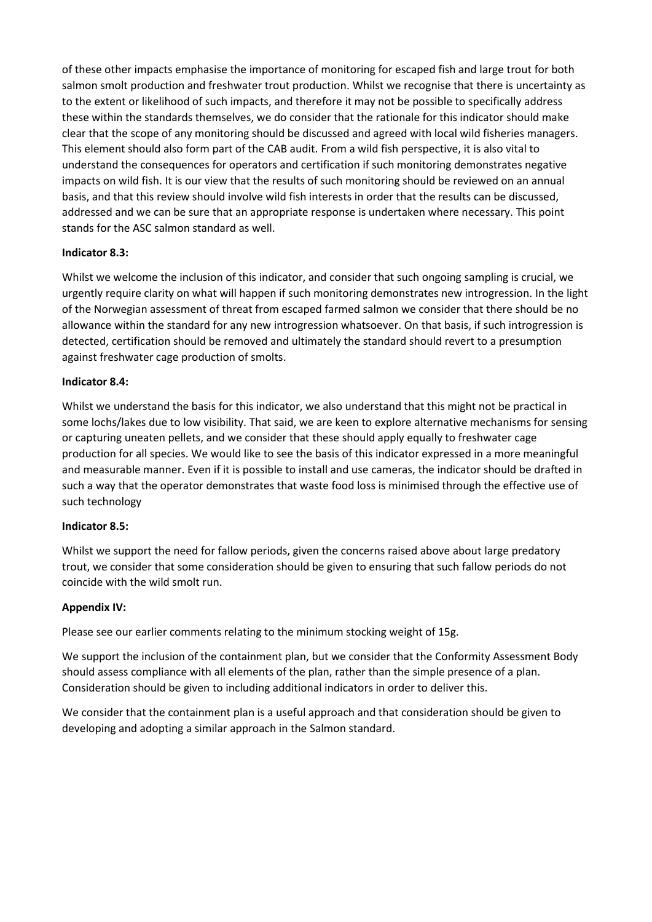of these other impacts emphasise the importance of monitoring for escaped fish and large trout for both salmon smolt production and freshwater trout production. Whilst we recognise that there is uncertainty as to the extent or likelihood of such impacts, and therefore it may not be possible to specifically address these within the standards themselves, we do consider that the rationale for this indicator should make clear that the scope of any monitoring should be discussed and agreed with local wild fisheries managers. This element should also form part of the CAB audit. From a wild fish perspective, it is also vital to understand the consequences for operators and certification if such monitoring demonstrates negative impacts on wild fish. It is our view that the results of such monitoring should be reviewed on an annual basis, and that this review should involve wild fish interests in order that the results can be discussed, addressed and we can be sure that an appropriate response is undertaken where necessary. This point stands for the ASC salmon standard as well.

**Indicator 8.3:**

Whilst we welcome the inclusion of this indicator, and consider that such ongoing sampling is crucial, we urgently require clarity on what will happen if such monitoring demonstrates new introgression. In the light of the Norwegian assessment of threat from escaped farmed salmon we consider that there should be no allowance within the standard for any new introgression whatsoever. On that basis, if such introgression is detected, certification should be removed and ultimately the standard should revert to a presumption against freshwater cage production of smolts.

**Indicator 8.4:**

Whilst we understand the basis for this indicator, we also understand that this might not be practical in some lochs/lakes due to low visibility. That said, we are keen to explore alternative mechanisms for sensing or capturing uneaten pellets, and we consider that these should apply equally to freshwater cage production for all species. We would like to see the basis of this indicator expressed in a more meaningful and measurable manner. Even if it is possible to install and use cameras, the indicator should be drafted in such a way that the operator demonstrates that waste food loss is minimised through the effective use of such technology

**Indicator 8.5:**

Whilst we support the need for fallow periods, given the concerns raised above about large predatory trout, we consider that some consideration should be given to ensuring that such fallow periods do not coincide with the wild smolt run.

**Appendix IV:**

Please see our earlier comments relating to the minimum stocking weight of 15g.

We support the inclusion of the containment plan, but we consider that the Conformity Assessment Body should assess compliance with all elements of the plan, rather than the simple presence of a plan. Consideration should be given to including additional indicators in order to deliver this.

We consider that the containment plan is a useful approach and that consideration should be given to developing and adopting a similar approach in the Salmon standard.